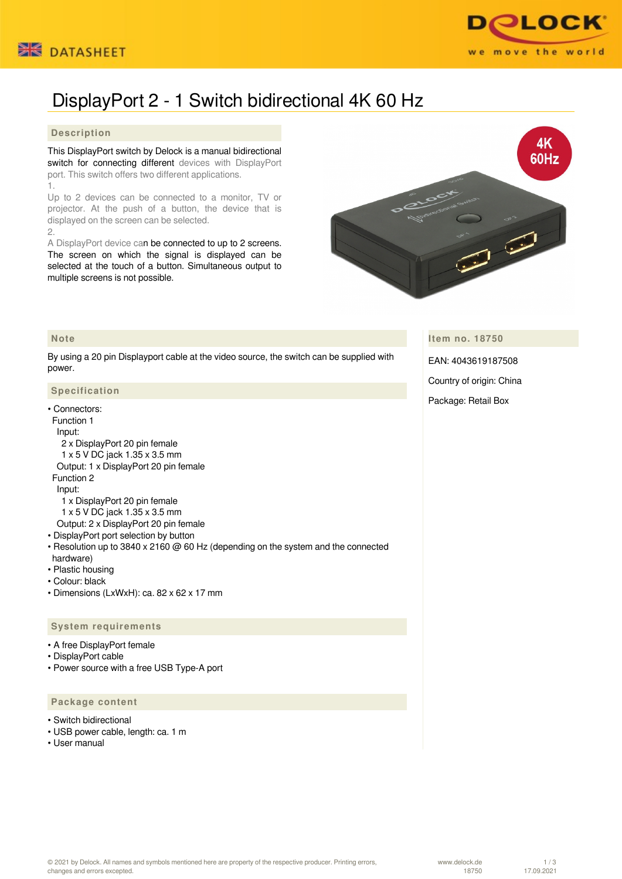# DisplayPort 2 - 1 Switch bidirectional 4K 60 Hz

## Description

This DisplayPort switch by Delock is a manual bidirectional switch for connecting different devices with DisplayPort port. This switch offers two different applications.

1.

Up to 2 devices can be connected to a monitor, TV or projector. At the push of a button, the device that is displayed on the screen can be selected.

2.

A DisplayPort device can be connected to up to 2 screens. The screen on which the signal is displayed can be selected at the touch of a button. Simultaneous output to multiple screens is not possible.

## Note

By using a 20 pin Displayport cable at the video source, the switch can be supplied with power.

## Specification

- Connectors:
  Function 1
    Input:
      2 x DisplayPort 20 pin female
      1 x 5 V DC jack 1.35 x 3.5 mm
    Output: 1 x DisplayPort 20 pin female
  Function 2
    Input:
      1 x DisplayPort 20 pin female
      1 x 5 V DC jack 1.35 x 3.5 mm
    Output: 2 x DisplayPort 20 pin female
- DisplayPort port selection by button
- Resolution up to 3840 x 2160 @ 60 Hz (depending on the system and the connected hardware)
- Plastic housing
- Colour: black
- Dimensions (LxWxH): ca. 82 x 62 x 17 mm

## System requirements

- A free DisplayPort female
- DisplayPort cable
- Power source with a free USB Type-A port

## Package content

- Switch bidirectional
- USB power cable, length: ca. 1 m
- User manual

## Item no. 18750

EAN: 4043619187508

Country of origin: China

Package: Retail Box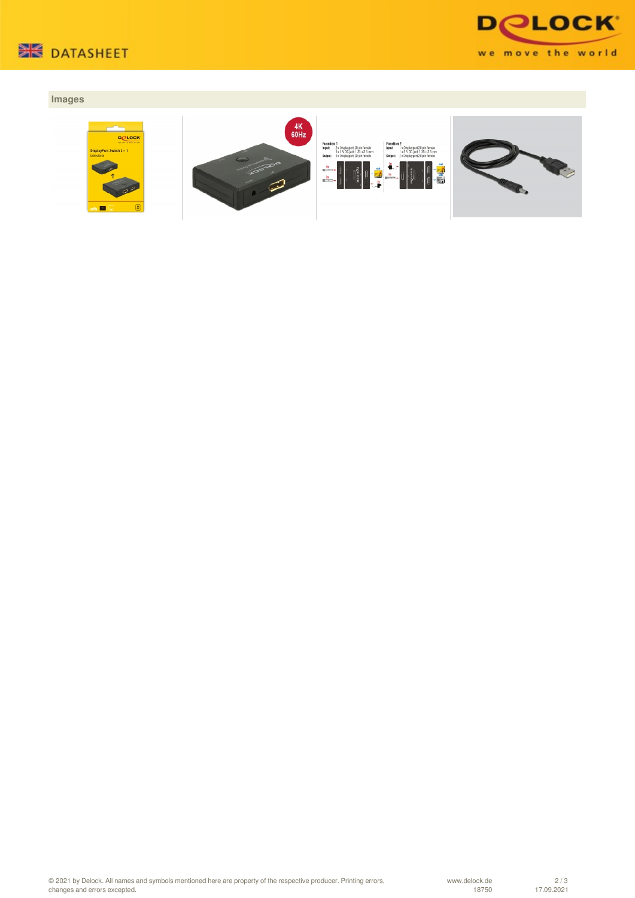## Images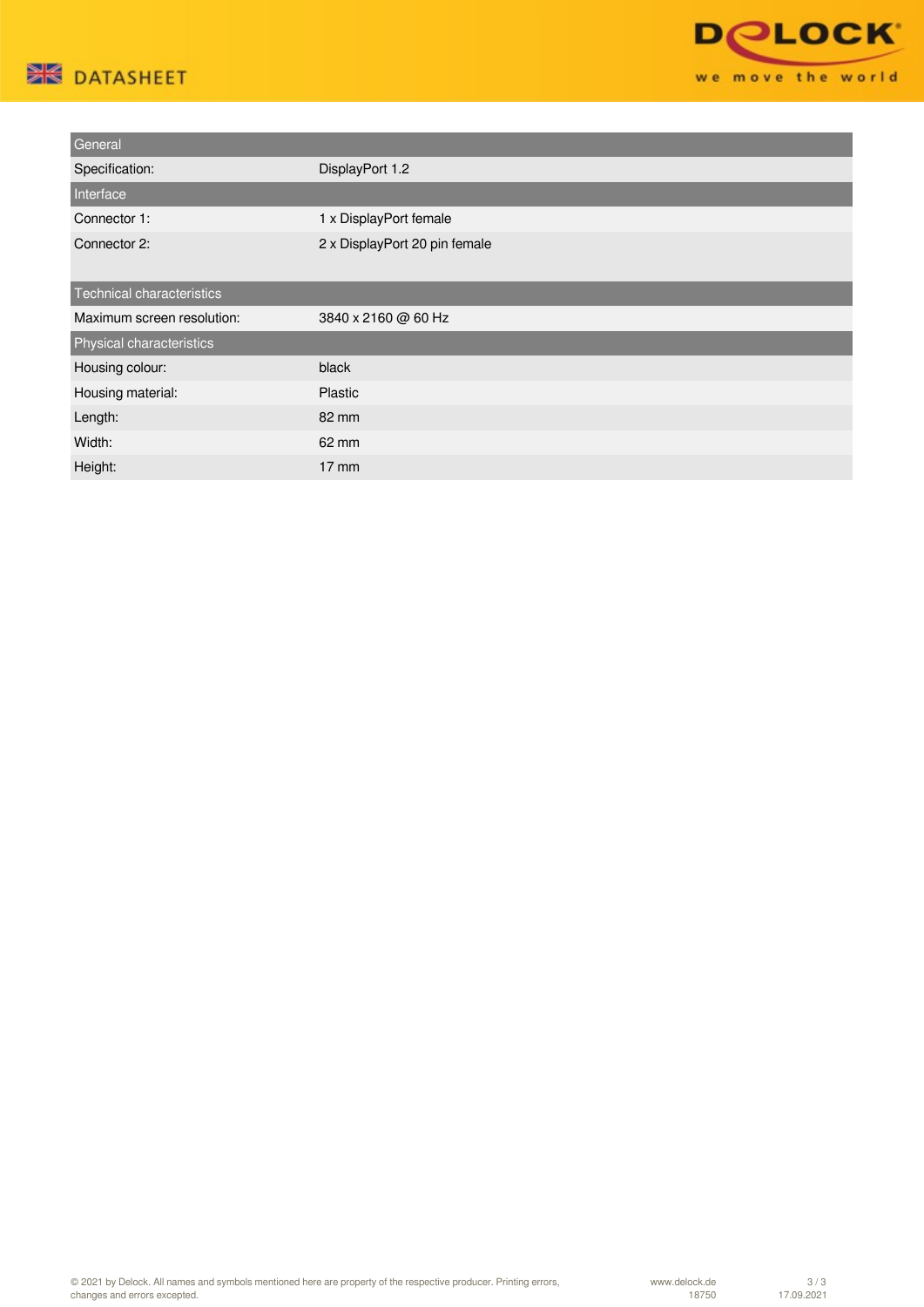| | |
|---|---|
| **General** | |
| Specification: | DisplayPort 1.2 |
| **Interface** | |
| Connector 1: | 1 x DisplayPort female |
| Connector 2: | 2 x DisplayPort 20 pin female |
| **Technical characteristics** | |
| Maximum screen resolution: | 3840 x 2160 @ 60 Hz |
| **Physical characteristics** | |
| Housing colour: | black |
| Housing material: | Plastic |
| Length: | 82 mm |
| Width: | 62 mm |
| Height: | 17 mm |

© 2021 by Delock. All names and symbols mentioned here are property of the respective producer. Printing errors, changes and errors excepted.

www.delock.de
18750
17.09.2021